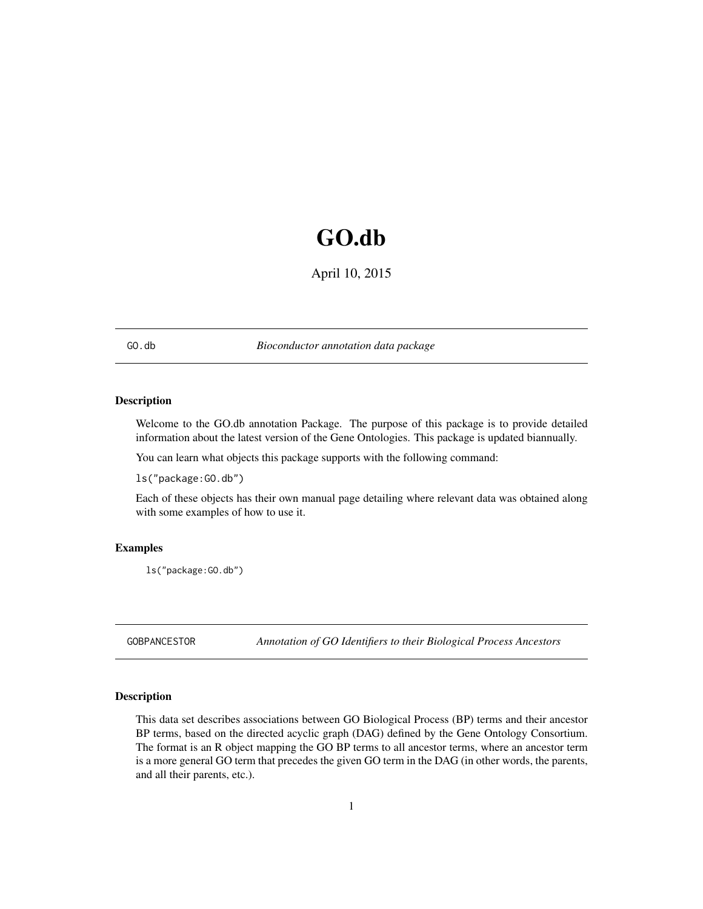# GO.db

April 10, 2015

---

`GO.db` *Bioconductor annotation data package*

---

### Description

Welcome to the GO.db annotation Package. The purpose of this package is to provide detailed information about the latest version of the Gene Ontologies. This package is updated biannually.

You can learn what objects this package supports with the following command:

`ls("package:GO.db")`

Each of these objects has their own manual page detailing where relevant data was obtained along with some examples of how to use it.

### Examples

```
ls("package:GO.db")
```

---

`GOBPANCESTOR` *Annotation of GO Identifiers to their Biological Process Ancestors*

---

### Description

This data set describes associations between GO Biological Process (BP) terms and their ancestor BP terms, based on the directed acyclic graph (DAG) defined by the Gene Ontology Consortium. The format is an R object mapping the GO BP terms to all ancestor terms, where an ancestor term is a more general GO term that precedes the given GO term in the DAG (in other words, the parents, and all their parents, etc.).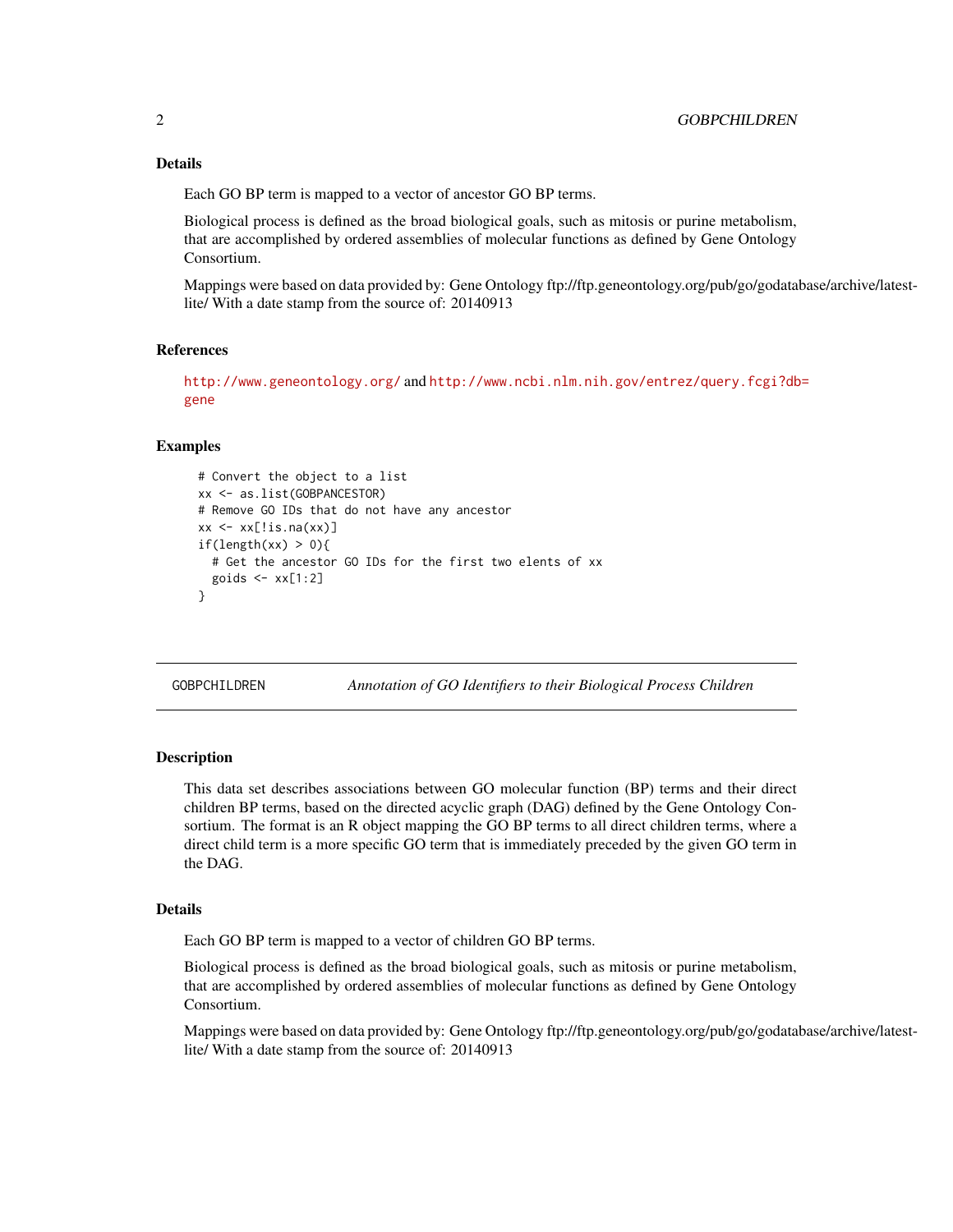## Details

Each GO BP term is mapped to a vector of ancestor GO BP terms.

Biological process is defined as the broad biological goals, such as mitosis or purine metabolism, that are accomplished by ordered assemblies of molecular functions as defined by Gene Ontology Consortium.

Mappings were based on data provided by: Gene Ontology ftp://ftp.geneontology.org/pub/go/godatabase/archive/latest-lite/ With a date stamp from the source of: 20140913

## References

http://www.geneontology.org/ and http://www.ncbi.nlm.nih.gov/entrez/query.fcgi?db=gene

## Examples

```
# Convert the object to a list
xx <- as.list(GOBPANCESTOR)
# Remove GO IDs that do not have any ancestor
xx <- xx[!is.na(xx)]
if(length(xx) > 0){
  # Get the ancestor GO IDs for the first two elents of xx
  goids <- xx[1:2]
}
```

---

# GOBPCHILDREN — *Annotation of GO Identifiers to their Biological Process Children*

## Description

This data set describes associations between GO molecular function (BP) terms and their direct children BP terms, based on the directed acyclic graph (DAG) defined by the Gene Ontology Consortium. The format is an R object mapping the GO BP terms to all direct children terms, where a direct child term is a more specific GO term that is immediately preceded by the given GO term in the DAG.

## Details

Each GO BP term is mapped to a vector of children GO BP terms.

Biological process is defined as the broad biological goals, such as mitosis or purine metabolism, that are accomplished by ordered assemblies of molecular functions as defined by Gene Ontology Consortium.

Mappings were based on data provided by: Gene Ontology ftp://ftp.geneontology.org/pub/go/godatabase/archive/latest-lite/ With a date stamp from the source of: 20140913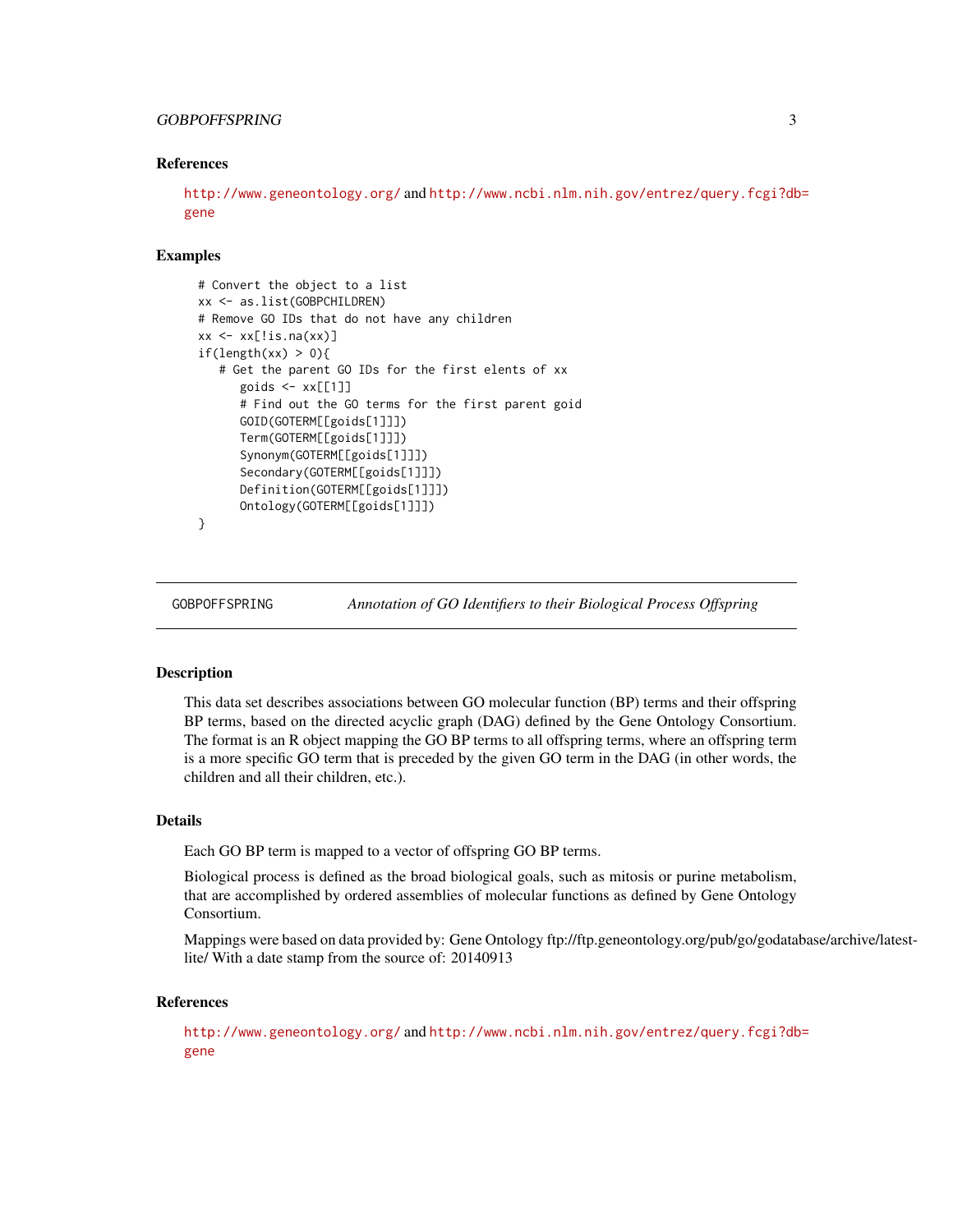## References

http://www.geneontology.org/ and http://www.ncbi.nlm.nih.gov/entrez/query.fcgi?db=gene

## Examples

```
# Convert the object to a list
xx <- as.list(GOBPCHILDREN)
# Remove GO IDs that do not have any children
xx <- xx[!is.na(xx)]
if(length(xx) > 0){
   # Get the parent GO IDs for the first elents of xx
      goids <- xx[[1]]
      # Find out the GO terms for the first parent goid
      GOID(GOTERM[[goids[1]]])
      Term(GOTERM[[goids[1]]])
      Synonym(GOTERM[[goids[1]]])
      Secondary(GOTERM[[goids[1]]])
      Definition(GOTERM[[goids[1]]])
      Ontology(GOTERM[[goids[1]]])
}
```

---

# GOBPOFFSPRING — *Annotation of GO Identifiers to their Biological Process Offspring*

---

## Description

This data set describes associations between GO molecular function (BP) terms and their offspring BP terms, based on the directed acyclic graph (DAG) defined by the Gene Ontology Consortium. The format is an R object mapping the GO BP terms to all offspring terms, where an offspring term is a more specific GO term that is preceded by the given GO term in the DAG (in other words, the children and all their children, etc.).

## Details

Each GO BP term is mapped to a vector of offspring GO BP terms.

Biological process is defined as the broad biological goals, such as mitosis or purine metabolism, that are accomplished by ordered assemblies of molecular functions as defined by Gene Ontology Consortium.

Mappings were based on data provided by: Gene Ontology ftp://ftp.geneontology.org/pub/go/godatabase/archive/latest-lite/ With a date stamp from the source of: 20140913

## References

http://www.geneontology.org/ and http://www.ncbi.nlm.nih.gov/entrez/query.fcgi?db=gene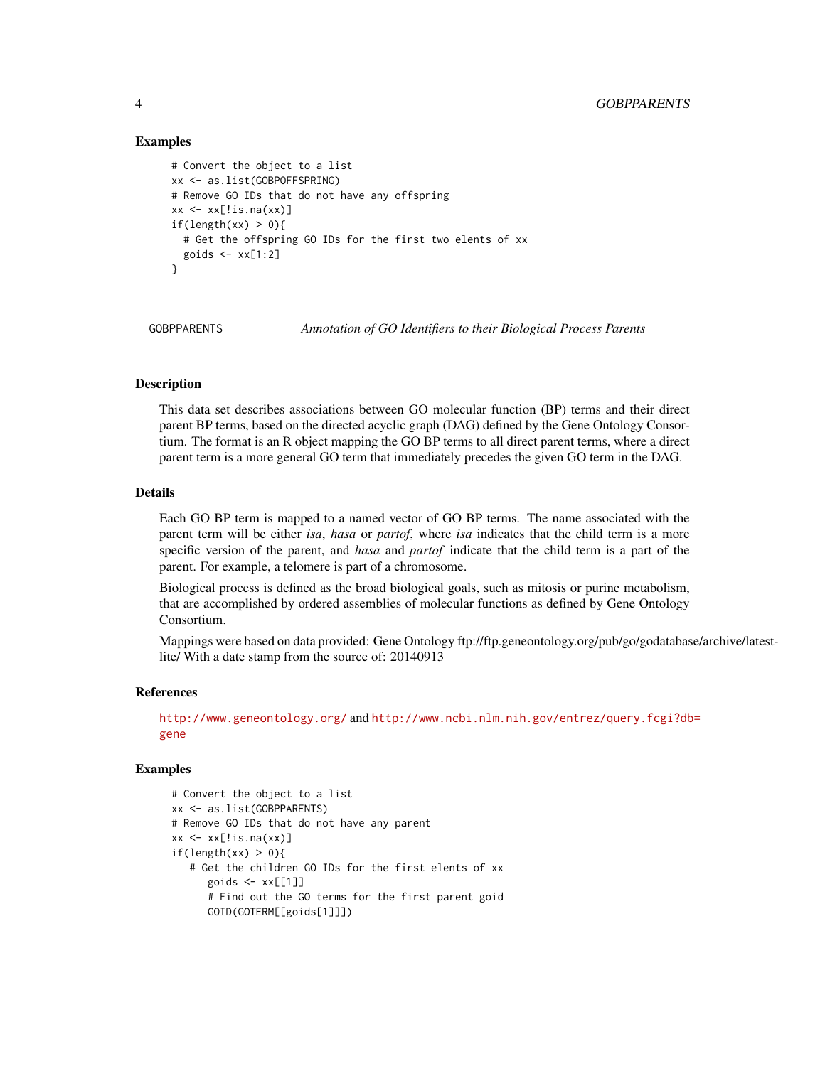## Examples

```
# Convert the object to a list
xx <- as.list(GOBPOFFSPRING)
# Remove GO IDs that do not have any offspring
xx <- xx[!is.na(xx)]
if(length(xx) > 0){
  # Get the offspring GO IDs for the first two elents of xx
  goids <- xx[1:2]
}
```

---

# GOBPPARENTS — *Annotation of GO Identifiers to their Biological Process Parents*

---

## Description

This data set describes associations between GO molecular function (BP) terms and their direct parent BP terms, based on the directed acyclic graph (DAG) defined by the Gene Ontology Consortium. The format is an R object mapping the GO BP terms to all direct parent terms, where a direct parent term is a more general GO term that immediately precedes the given GO term in the DAG.

## Details

Each GO BP term is mapped to a named vector of GO BP terms. The name associated with the parent term will be either *isa*, *hasa* or *partof*, where *isa* indicates that the child term is a more specific version of the parent, and *hasa* and *partof* indicate that the child term is a part of the parent. For example, a telomere is part of a chromosome.

Biological process is defined as the broad biological goals, such as mitosis or purine metabolism, that are accomplished by ordered assemblies of molecular functions as defined by Gene Ontology Consortium.

Mappings were based on data provided: Gene Ontology ftp://ftp.geneontology.org/pub/go/godatabase/archive/latest-lite/ With a date stamp from the source of: 20140913

## References

http://www.geneontology.org/ and http://www.ncbi.nlm.nih.gov/entrez/query.fcgi?db=gene

## Examples

```
# Convert the object to a list
xx <- as.list(GOBPPARENTS)
# Remove GO IDs that do not have any parent
xx <- xx[!is.na(xx)]
if(length(xx) > 0){
   # Get the children GO IDs for the first elents of xx
      goids <- xx[[1]]
      # Find out the GO terms for the first parent goid
      GOID(GOTERM[[goids[1]]])
```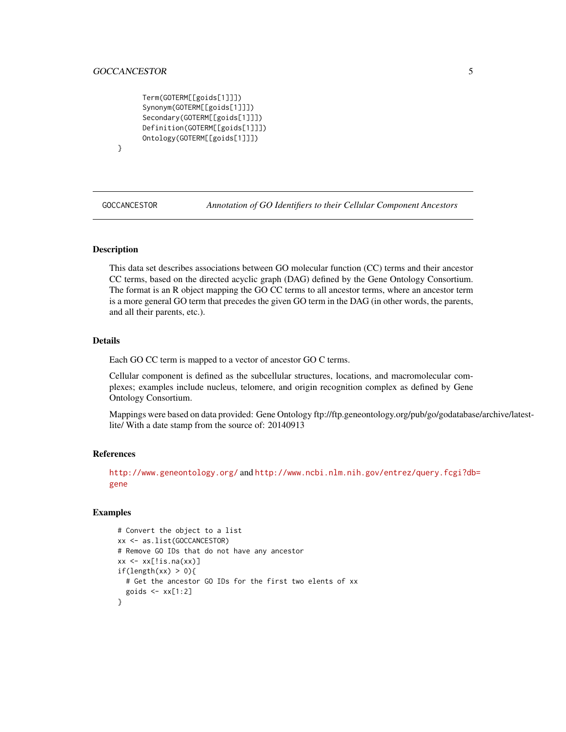```
    Term(GOTERM[[goids[1]]])
    Synonym(GOTERM[[goids[1]]])
    Secondary(GOTERM[[goids[1]]])
    Definition(GOTERM[[goids[1]]])
    Ontology(GOTERM[[goids[1]]])
}
```

## GOCCANCESTOR — *Annotation of GO Identifiers to their Cellular Component Ancestors*

### Description

This data set describes associations between GO molecular function (CC) terms and their ancestor CC terms, based on the directed acyclic graph (DAG) defined by the Gene Ontology Consortium. The format is an R object mapping the GO CC terms to all ancestor terms, where an ancestor term is a more general GO term that precedes the given GO term in the DAG (in other words, the parents, and all their parents, etc.).

### Details

Each GO CC term is mapped to a vector of ancestor GO C terms.

Cellular component is defined as the subcellular structures, locations, and macromolecular complexes; examples include nucleus, telomere, and origin recognition complex as defined by Gene Ontology Consortium.

Mappings were based on data provided: Gene Ontology ftp://ftp.geneontology.org/pub/go/godatabase/archive/latest-lite/ With a date stamp from the source of: 20140913

### References

http://www.geneontology.org/ and http://www.ncbi.nlm.nih.gov/entrez/query.fcgi?db=gene

### Examples

```
# Convert the object to a list
xx <- as.list(GOCCANCESTOR)
# Remove GO IDs that do not have any ancestor
xx <- xx[!is.na(xx)]
if(length(xx) > 0){
  # Get the ancestor GO IDs for the first two elents of xx
  goids <- xx[1:2]
}
```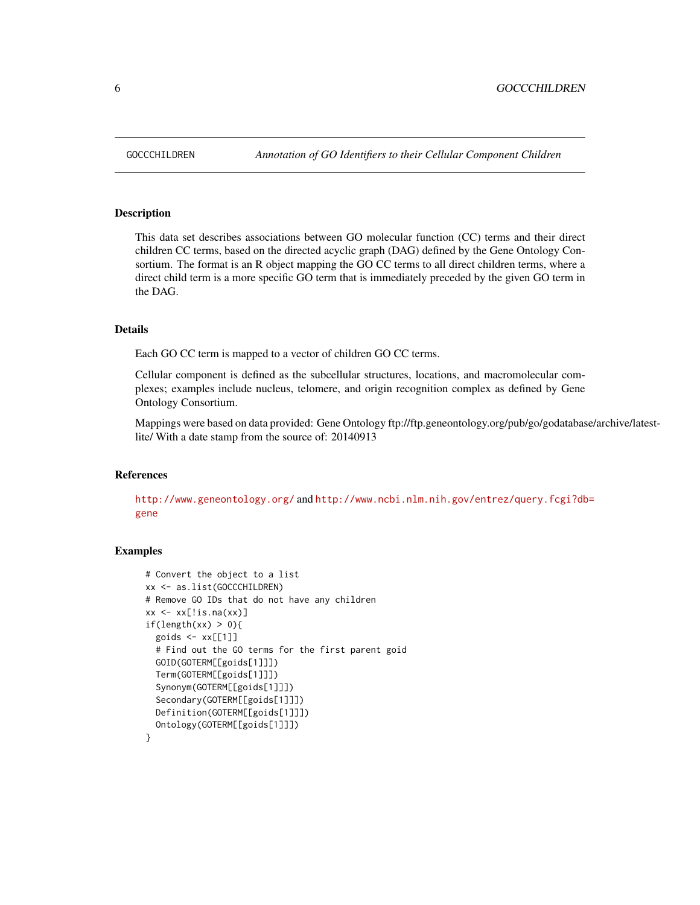## GOCCCHILDREN — *Annotation of GO Identifiers to their Cellular Component Children*

### Description

This data set describes associations between GO molecular function (CC) terms and their direct children CC terms, based on the directed acyclic graph (DAG) defined by the Gene Ontology Consortium. The format is an R object mapping the GO CC terms to all direct children terms, where a direct child term is a more specific GO term that is immediately preceded by the given GO term in the DAG.

### Details

Each GO CC term is mapped to a vector of children GO CC terms.

Cellular component is defined as the subcellular structures, locations, and macromolecular complexes; examples include nucleus, telomere, and origin recognition complex as defined by Gene Ontology Consortium.

Mappings were based on data provided: Gene Ontology ftp://ftp.geneontology.org/pub/go/godatabase/archive/latest-lite/ With a date stamp from the source of: 20140913

### References

http://www.geneontology.org/ and http://www.ncbi.nlm.nih.gov/entrez/query.fcgi?db=gene

### Examples

```
# Convert the object to a list
xx <- as.list(GOCCCHILDREN)
# Remove GO IDs that do not have any children
xx <- xx[!is.na(xx)]
if(length(xx) > 0){
  goids <- xx[[1]]
  # Find out the GO terms for the first parent goid
  GOID(GOTERM[[goids[1]]])
  Term(GOTERM[[goids[1]]])
  Synonym(GOTERM[[goids[1]]])
  Secondary(GOTERM[[goids[1]]])
  Definition(GOTERM[[goids[1]]])
  Ontology(GOTERM[[goids[1]]])
}
```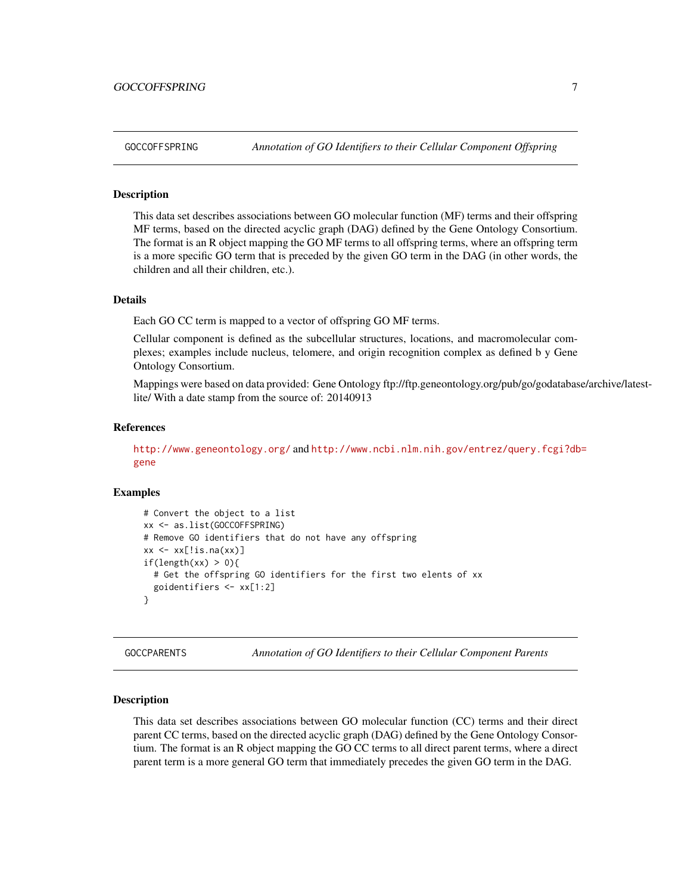## GOCCOFFSPRING — *Annotation of GO Identifiers to their Cellular Component Offspring*

### Description

This data set describes associations between GO molecular function (MF) terms and their offspring MF terms, based on the directed acyclic graph (DAG) defined by the Gene Ontology Consortium. The format is an R object mapping the GO MF terms to all offspring terms, where an offspring term is a more specific GO term that is preceded by the given GO term in the DAG (in other words, the children and all their children, etc.).

### Details

Each GO CC term is mapped to a vector of offspring GO MF terms.

Cellular component is defined as the subcellular structures, locations, and macromolecular complexes; examples include nucleus, telomere, and origin recognition complex as defined b y Gene Ontology Consortium.

Mappings were based on data provided: Gene Ontology ftp://ftp.geneontology.org/pub/go/godatabase/archive/latest-lite/ With a date stamp from the source of: 20140913

### References

http://www.geneontology.org/ and http://www.ncbi.nlm.nih.gov/entrez/query.fcgi?db=gene

### Examples

```
# Convert the object to a list
xx <- as.list(GOCCOFFSPRING)
# Remove GO identifiers that do not have any offspring
xx <- xx[!is.na(xx)]
if(length(xx) > 0){
  # Get the offspring GO identifiers for the first two elents of xx
  goidentifiers <- xx[1:2]
}
```

## GOCCPARENTS — *Annotation of GO Identifiers to their Cellular Component Parents*

### Description

This data set describes associations between GO molecular function (CC) terms and their direct parent CC terms, based on the directed acyclic graph (DAG) defined by the Gene Ontology Consortium. The format is an R object mapping the GO CC terms to all direct parent terms, where a direct parent term is a more general GO term that immediately precedes the given GO term in the DAG.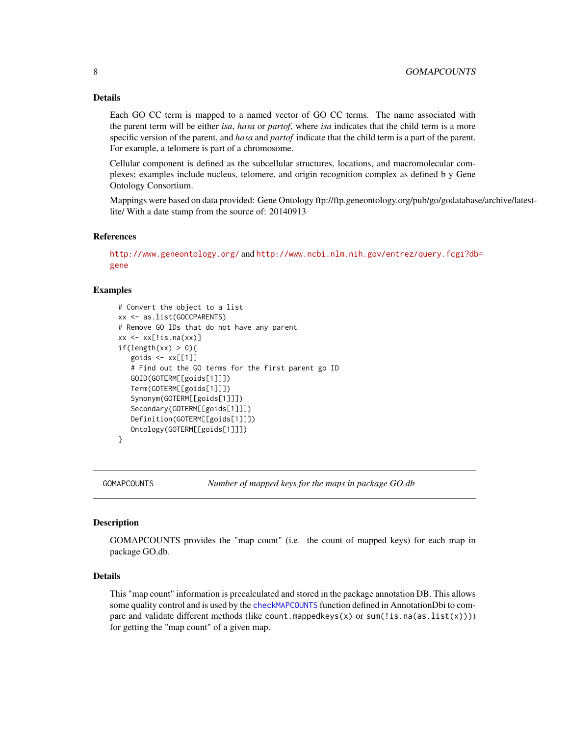### Details

Each GO CC term is mapped to a named vector of GO CC terms. The name associated with the parent term will be either *isa*, *hasa* or *partof*, where *isa* indicates that the child term is a more specific version of the parent, and *hasa* and *partof* indicate that the child term is a part of the parent. For example, a telomere is part of a chromosome.

Cellular component is defined as the subcellular structures, locations, and macromolecular complexes; examples include nucleus, telomere, and origin recognition complex as defined b y Gene Ontology Consortium.

Mappings were based on data provided: Gene Ontology ftp://ftp.geneontology.org/pub/go/godatabase/archive/latest-lite/ With a date stamp from the source of: 20140913

### References

http://www.geneontology.org/ and http://www.ncbi.nlm.nih.gov/entrez/query.fcgi?db=gene

### Examples

```
# Convert the object to a list
xx <- as.list(GOCCPARENTS)
# Remove GO IDs that do not have any parent
xx <- xx[!is.na(xx)]
if(length(xx) > 0){
   goids <- xx[[1]]
   # Find out the GO terms for the first parent go ID
   GOID(GOTERM[[goids[1]]])
   Term(GOTERM[[goids[1]]])
   Synonym(GOTERM[[goids[1]]])
   Secondary(GOTERM[[goids[1]]])
   Definition(GOTERM[[goids[1]]])
   Ontology(GOTERM[[goids[1]]])
}
```

---

## GOMAPCOUNTS — *Number of mapped keys for the maps in package GO.db*

### Description

GOMAPCOUNTS provides the "map count" (i.e. the count of mapped keys) for each map in package GO.db.

### Details

This "map count" information is precalculated and stored in the package annotation DB. This allows some quality control and is used by the `checkMAPCOUNTS` function defined in AnnotationDbi to compare and validate different methods (like `count.mappedkeys(x)` or `sum(!is.na(as.list(x)))`) for getting the "map count" of a given map.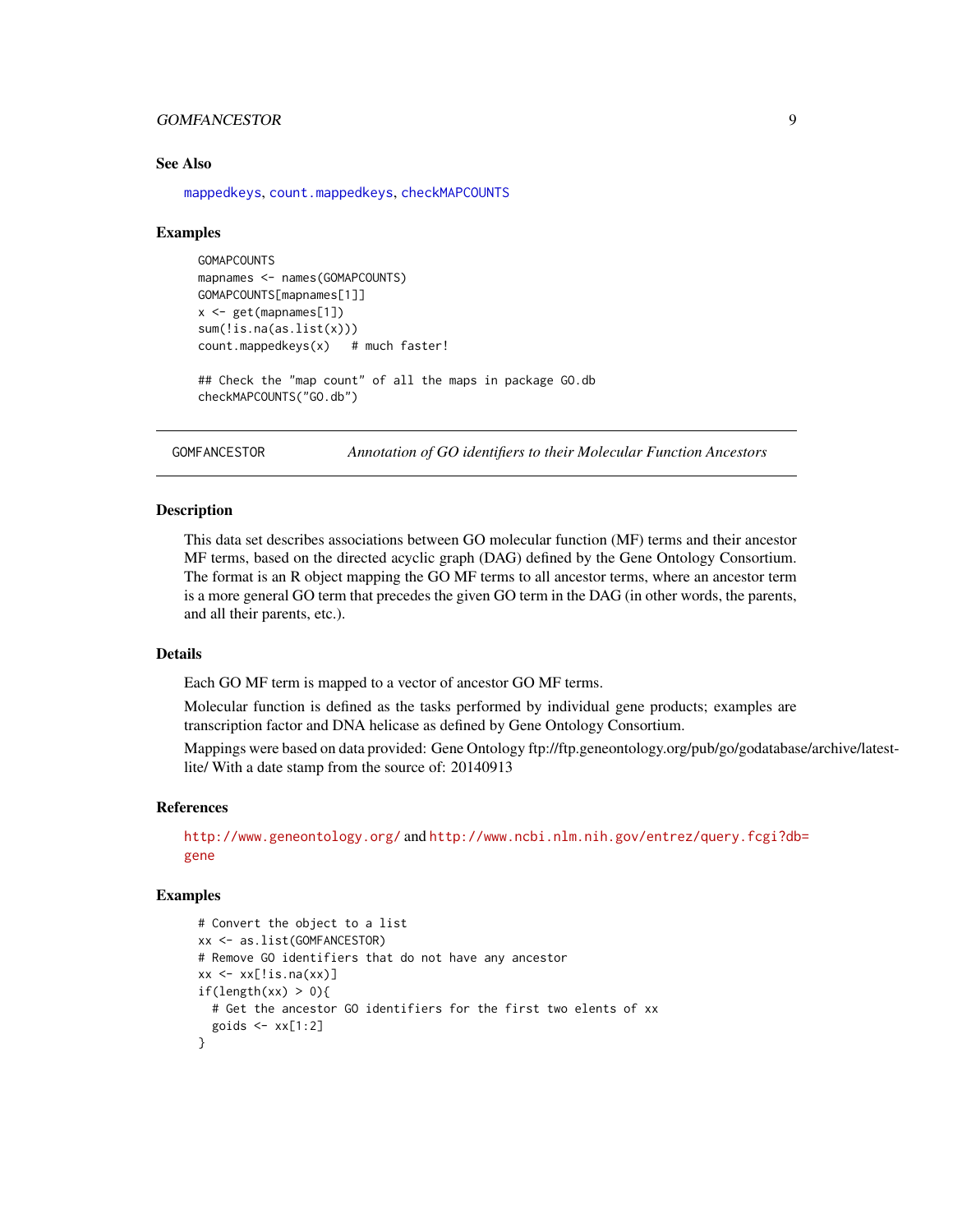### See Also

mappedkeys, count.mappedkeys, checkMAPCOUNTS

### Examples

```
GOMAPCOUNTS
mapnames <- names(GOMAPCOUNTS)
GOMAPCOUNTS[mapnames[1]]
x <- get(mapnames[1])
sum(!is.na(as.list(x)))
count.mappedkeys(x)   # much faster!

## Check the "map count" of all the maps in package GO.db
checkMAPCOUNTS("GO.db")
```

---

## GOMFANCESTOR — *Annotation of GO identifiers to their Molecular Function Ancestors*

---

### Description

This data set describes associations between GO molecular function (MF) terms and their ancestor MF terms, based on the directed acyclic graph (DAG) defined by the Gene Ontology Consortium. The format is an R object mapping the GO MF terms to all ancestor terms, where an ancestor term is a more general GO term that precedes the given GO term in the DAG (in other words, the parents, and all their parents, etc.).

### Details

Each GO MF term is mapped to a vector of ancestor GO MF terms.

Molecular function is defined as the tasks performed by individual gene products; examples are transcription factor and DNA helicase as defined by Gene Ontology Consortium.

Mappings were based on data provided: Gene Ontology ftp://ftp.geneontology.org/pub/go/godatabase/archive/latest-lite/ With a date stamp from the source of: 20140913

### References

http://www.geneontology.org/ and http://www.ncbi.nlm.nih.gov/entrez/query.fcgi?db=gene

### Examples

```
# Convert the object to a list
xx <- as.list(GOMFANCESTOR)
# Remove GO identifiers that do not have any ancestor
xx <- xx[!is.na(xx)]
if(length(xx) > 0){
  # Get the ancestor GO identifiers for the first two elents of xx
  goids <- xx[1:2]
}
```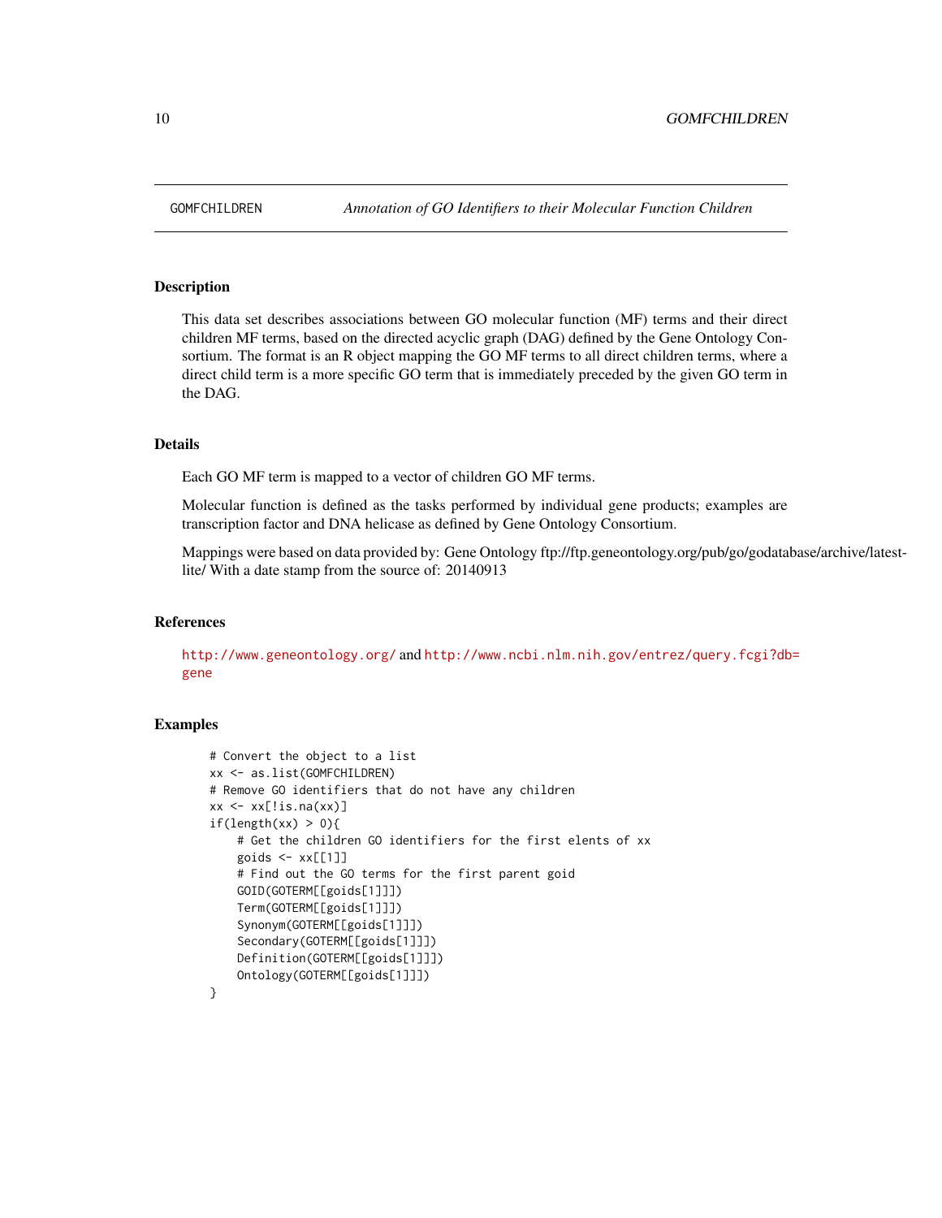GOMFCHILDREN *Annotation of GO Identifiers to their Molecular Function Children*

## Description

This data set describes associations between GO molecular function (MF) terms and their direct children MF terms, based on the directed acyclic graph (DAG) defined by the Gene Ontology Consortium. The format is an R object mapping the GO MF terms to all direct children terms, where a direct child term is a more specific GO term that is immediately preceded by the given GO term in the DAG.

## Details

Each GO MF term is mapped to a vector of children GO MF terms.

Molecular function is defined as the tasks performed by individual gene products; examples are transcription factor and DNA helicase as defined by Gene Ontology Consortium.

Mappings were based on data provided by: Gene Ontology ftp://ftp.geneontology.org/pub/go/godatabase/archive/latest-lite/ With a date stamp from the source of: 20140913

## References

http://www.geneontology.org/ and http://www.ncbi.nlm.nih.gov/entrez/query.fcgi?db=gene

## Examples

```
# Convert the object to a list
xx <- as.list(GOMFCHILDREN)
# Remove GO identifiers that do not have any children
xx <- xx[!is.na(xx)]
if(length(xx) > 0){
    # Get the children GO identifiers for the first elents of xx
    goids <- xx[[1]]
    # Find out the GO terms for the first parent goid
    GOID(GOTERM[[goids[1]]])
    Term(GOTERM[[goids[1]]])
    Synonym(GOTERM[[goids[1]]])
    Secondary(GOTERM[[goids[1]]])
    Definition(GOTERM[[goids[1]]])
    Ontology(GOTERM[[goids[1]]])
}
```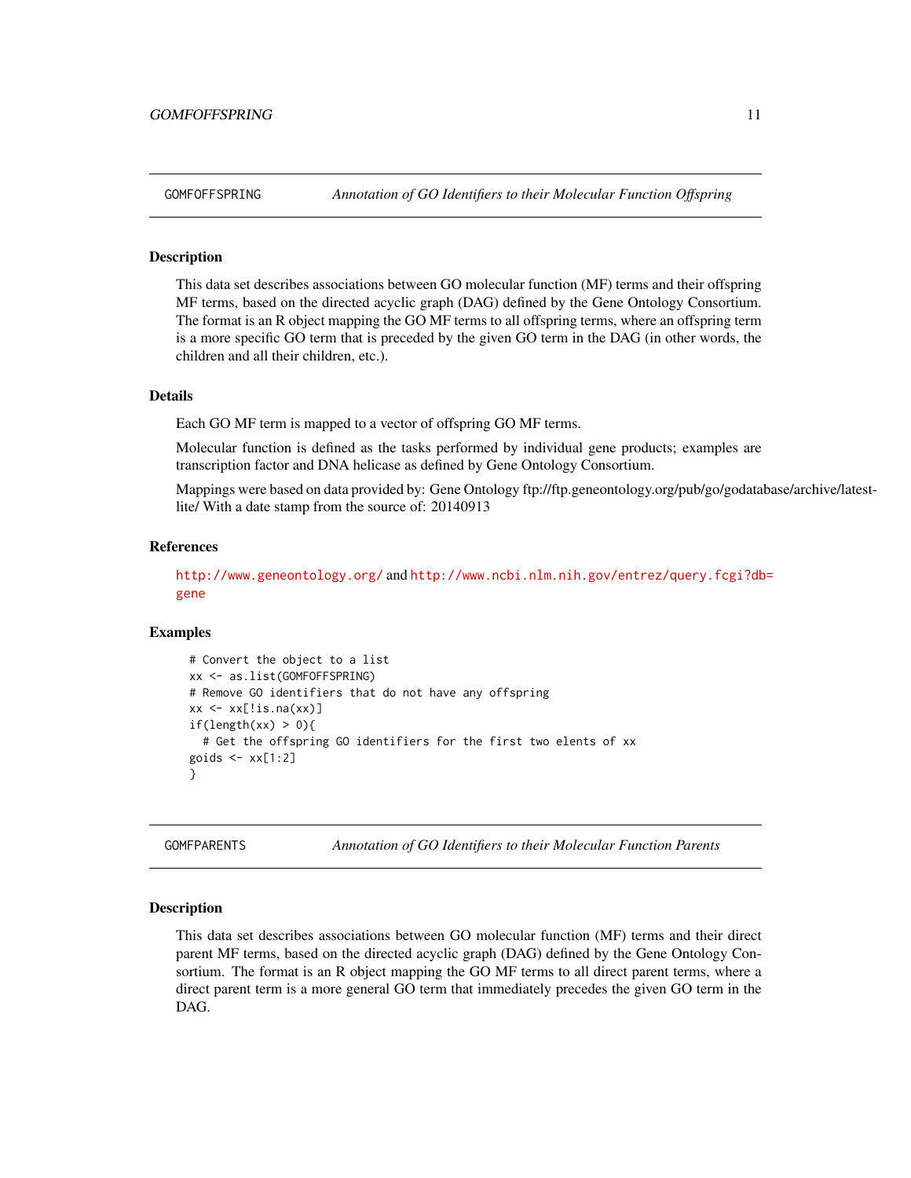## GOMFOFFSPRING — *Annotation of GO Identifiers to their Molecular Function Offspring*

### Description

This data set describes associations between GO molecular function (MF) terms and their offspring MF terms, based on the directed acyclic graph (DAG) defined by the Gene Ontology Consortium. The format is an R object mapping the GO MF terms to all offspring terms, where an offspring term is a more specific GO term that is preceded by the given GO term in the DAG (in other words, the children and all their children, etc.).

### Details

Each GO MF term is mapped to a vector of offspring GO MF terms.

Molecular function is defined as the tasks performed by individual gene products; examples are transcription factor and DNA helicase as defined by Gene Ontology Consortium.

Mappings were based on data provided by: Gene Ontology ftp://ftp.geneontology.org/pub/go/godatabase/archive/latest-lite/ With a date stamp from the source of: 20140913

### References

http://www.geneontology.org/ and http://www.ncbi.nlm.nih.gov/entrez/query.fcgi?db=gene

### Examples

```
# Convert the object to a list
xx <- as.list(GOMFOFFSPRING)
# Remove GO identifiers that do not have any offspring
xx <- xx[!is.na(xx)]
if(length(xx) > 0){
  # Get the offspring GO identifiers for the first two elents of xx
goids <- xx[1:2]
}
```

## GOMFPARENTS — *Annotation of GO Identifiers to their Molecular Function Parents*

### Description

This data set describes associations between GO molecular function (MF) terms and their direct parent MF terms, based on the directed acyclic graph (DAG) defined by the Gene Ontology Consortium. The format is an R object mapping the GO MF terms to all direct parent terms, where a direct parent term is a more general GO term that immediately precedes the given GO term in the DAG.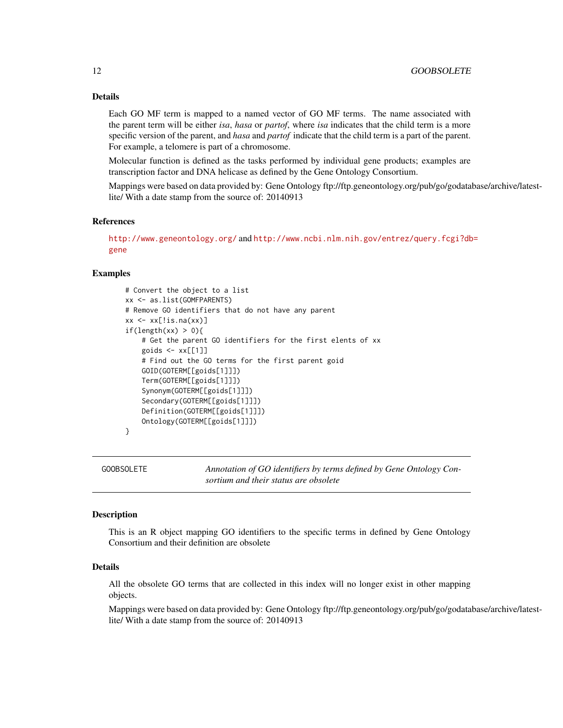### Details

Each GO MF term is mapped to a named vector of GO MF terms. The name associated with the parent term will be either *isa*, *hasa* or *partof*, where *isa* indicates that the child term is a more specific version of the parent, and *hasa* and *partof* indicate that the child term is a part of the parent. For example, a telomere is part of a chromosome.

Molecular function is defined as the tasks performed by individual gene products; examples are transcription factor and DNA helicase as defined by the Gene Ontology Consortium.

Mappings were based on data provided by: Gene Ontology ftp://ftp.geneontology.org/pub/go/godatabase/archive/latest-lite/ With a date stamp from the source of: 20140913

### References

http://www.geneontology.org/ and http://www.ncbi.nlm.nih.gov/entrez/query.fcgi?db=gene

### Examples

```
# Convert the object to a list
xx <- as.list(GOMFPARENTS)
# Remove GO identifiers that do not have any parent
xx <- xx[!is.na(xx)]
if(length(xx) > 0){
    # Get the parent GO identifiers for the first elents of xx
    goids <- xx[[1]]
    # Find out the GO terms for the first parent goid
    GOID(GOTERM[[goids[1]]])
    Term(GOTERM[[goids[1]]])
    Synonym(GOTERM[[goids[1]]])
    Secondary(GOTERM[[goids[1]]])
    Definition(GOTERM[[goids[1]]])
    Ontology(GOTERM[[goids[1]]])
}
```

---

## GOOBSOLETE — *Annotation of GO identifiers by terms defined by Gene Ontology Consortium and their status are obsolete*

### Description

This is an R object mapping GO identifiers to the specific terms in defined by Gene Ontology Consortium and their definition are obsolete

### Details

All the obsolete GO terms that are collected in this index will no longer exist in other mapping objects.

Mappings were based on data provided by: Gene Ontology ftp://ftp.geneontology.org/pub/go/godatabase/archive/latest-lite/ With a date stamp from the source of: 20140913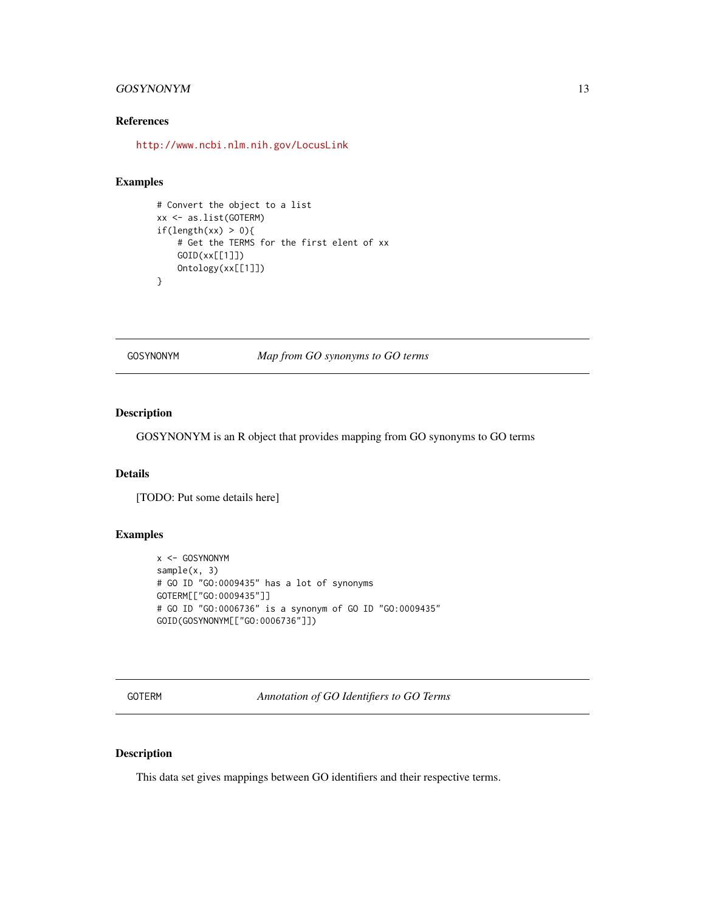### References

http://www.ncbi.nlm.nih.gov/LocusLink

### Examples

```
# Convert the object to a list
xx <- as.list(GOTERM)
if(length(xx) > 0){
    # Get the TERMS for the first elent of xx
    GOID(xx[[1]])
    Ontology(xx[[1]])
}
```

---

## GOSYNONYM — *Map from GO synonyms to GO terms*

---

### Description

GOSYNONYM is an R object that provides mapping from GO synonyms to GO terms

### Details

[TODO: Put some details here]

### Examples

```
x <- GOSYNONYM
sample(x, 3)
# GO ID "GO:0009435" has a lot of synonyms
GOTERM[["GO:0009435"]]
# GO ID "GO:0006736" is a synonym of GO ID "GO:0009435"
GOID(GOSYNONYM[["GO:0006736"]])
```

---

## GOTERM — *Annotation of GO Identifiers to GO Terms*

---

### Description

This data set gives mappings between GO identifiers and their respective terms.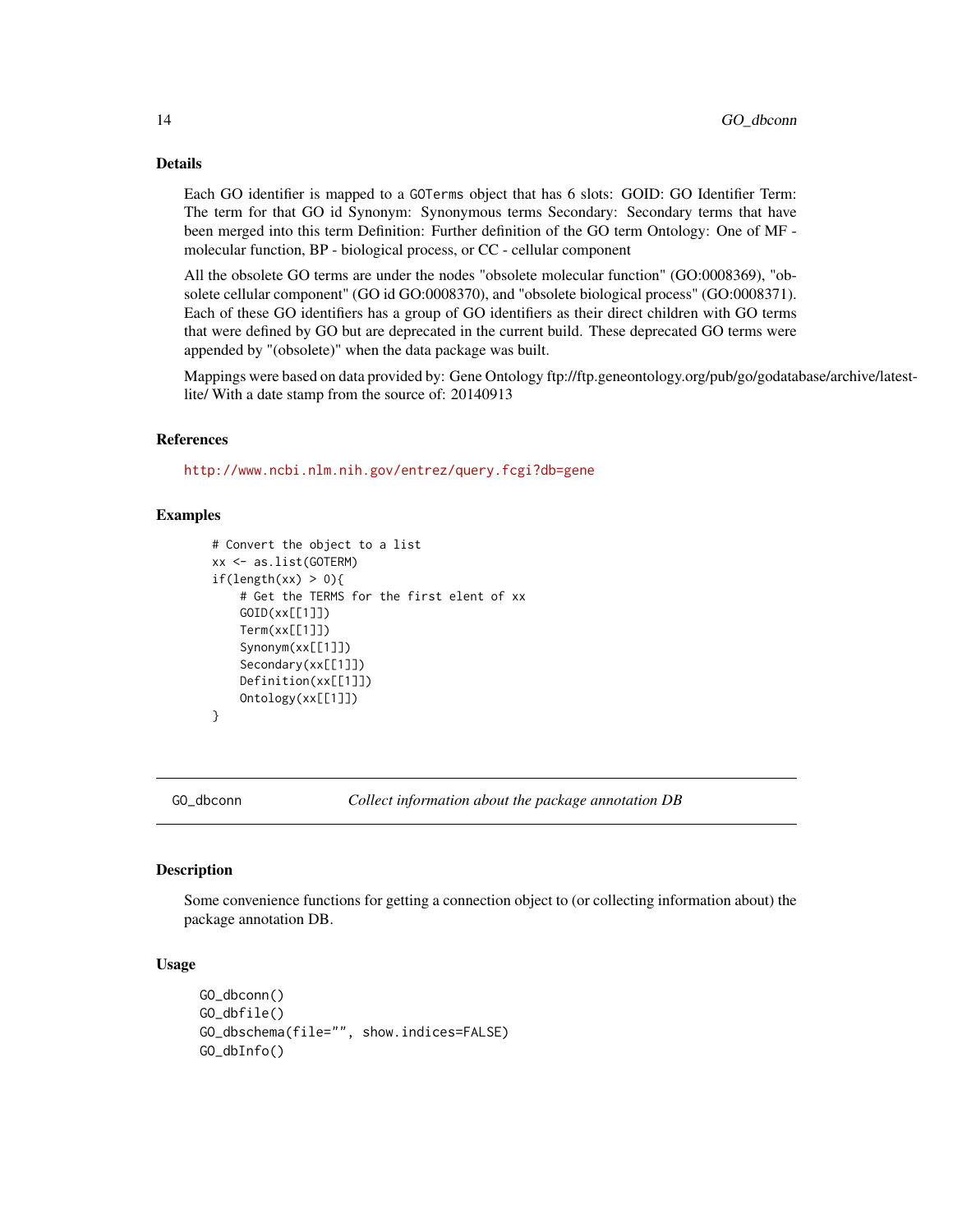### Details

Each GO identifier is mapped to a `GOTerms` object that has 6 slots: GOID: GO Identifier Term: The term for that GO id Synonym: Synonymous terms Secondary: Secondary terms that have been merged into this term Definition: Further definition of the GO term Ontology: One of MF - molecular function, BP - biological process, or CC - cellular component

All the obsolete GO terms are under the nodes "obsolete molecular function" (GO:0008369), "obsolete cellular component" (GO id GO:0008370), and "obsolete biological process" (GO:0008371). Each of these GO identifiers has a group of GO identifiers as their direct children with GO terms that were defined by GO but are deprecated in the current build. These deprecated GO terms were appended by "(obsolete)" when the data package was built.

Mappings were based on data provided by: Gene Ontology ftp://ftp.geneontology.org/pub/go/godatabase/archive/latest-lite/ With a date stamp from the source of: 20140913

### References

http://www.ncbi.nlm.nih.gov/entrez/query.fcgi?db=gene

### Examples

```
# Convert the object to a list
xx <- as.list(GOTERM)
if(length(xx) > 0){
    # Get the TERMS for the first elent of xx
    GOID(xx[[1]])
    Term(xx[[1]])
    Synonym(xx[[1]])
    Secondary(xx[[1]])
    Definition(xx[[1]])
    Ontology(xx[[1]])
}
```

---

## GO_dbconn — *Collect information about the package annotation DB*

---

### Description

Some convenience functions for getting a connection object to (or collecting information about) the package annotation DB.

### Usage

```
GO_dbconn()
GO_dbfile()
GO_dbschema(file="", show.indices=FALSE)
GO_dbInfo()
```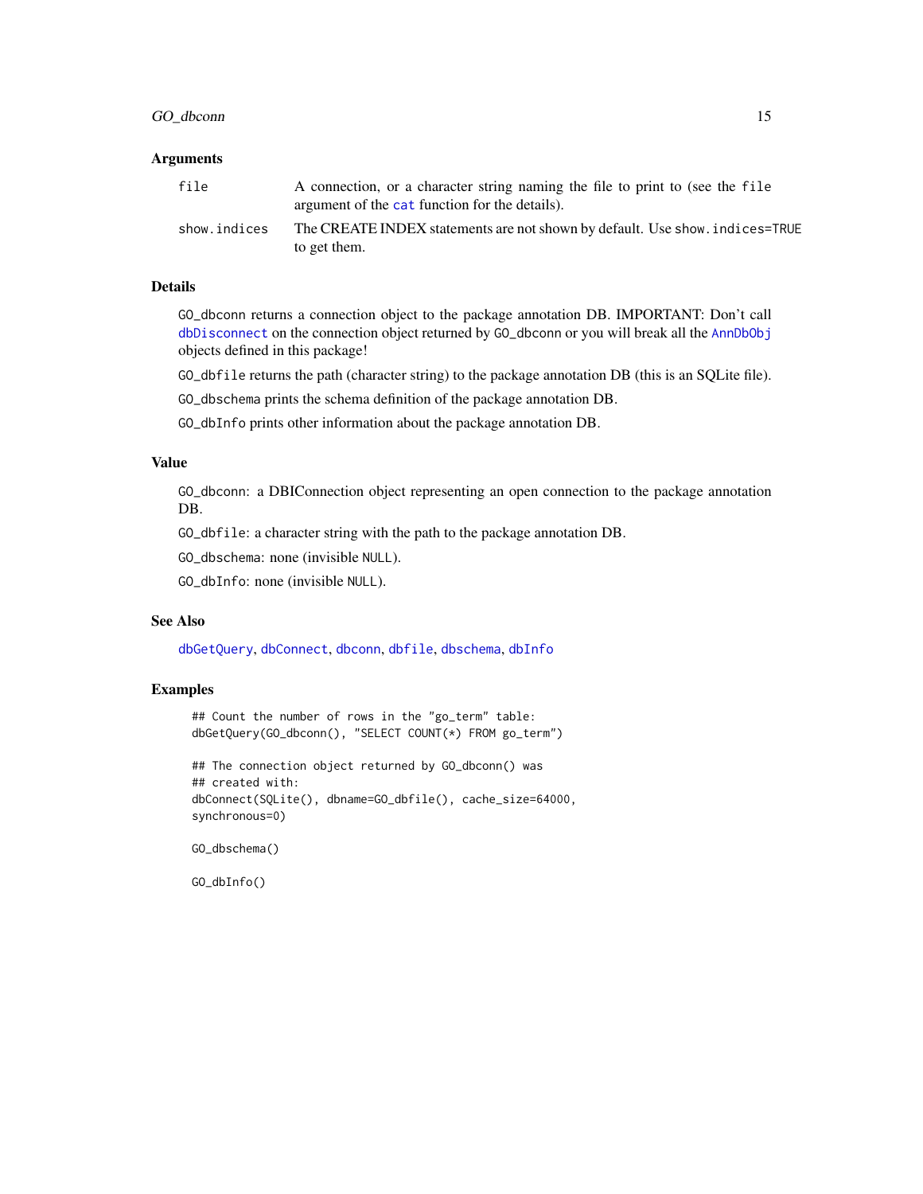## Arguments

| | |
|---|---|
| `file` | A connection, or a character string naming the file to print to (see the `file` argument of the `cat` function for the details). |
| `show.indices` | The CREATE INDEX statements are not shown by default. Use `show.indices=TRUE` to get them. |

## Details

`GO_dbconn` returns a connection object to the package annotation DB. IMPORTANT: Don't call `dbDisconnect` on the connection object returned by `GO_dbconn` or you will break all the `AnnDbObj` objects defined in this package!

`GO_dbfile` returns the path (character string) to the package annotation DB (this is an SQLite file).

`GO_dbschema` prints the schema definition of the package annotation DB.

`GO_dbInfo` prints other information about the package annotation DB.

## Value

`GO_dbconn`: a DBIConnection object representing an open connection to the package annotation DB.

`GO_dbfile`: a character string with the path to the package annotation DB.

`GO_dbschema`: none (invisible `NULL`).

`GO_dbInfo`: none (invisible `NULL`).

## See Also

`dbGetQuery`, `dbConnect`, `dbconn`, `dbfile`, `dbschema`, `dbInfo`

## Examples

```
## Count the number of rows in the "go_term" table:
dbGetQuery(GO_dbconn(), "SELECT COUNT(*) FROM go_term")

## The connection object returned by GO_dbconn() was
## created with:
dbConnect(SQLite(), dbname=GO_dbfile(), cache_size=64000,
synchronous=0)

GO_dbschema()

GO_dbInfo()
```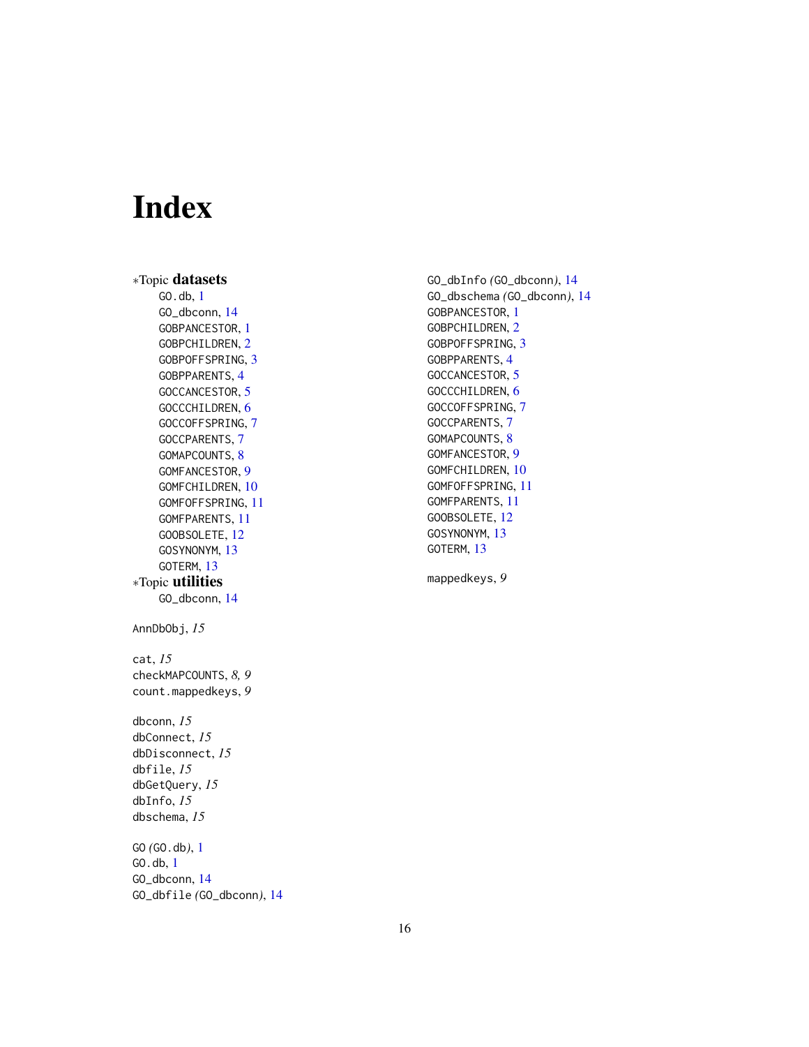# Index

∗Topic **datasets**

- GO.db, 1
- GO_dbconn, 14
- GOBPANCESTOR, 1
- GOBPCHILDREN, 2
- GOBPOFFSPRING, 3
- GOBPPARENTS, 4
- GOCCANCESTOR, 5
- GOCCCHILDREN, 6
- GOCCOFFSPRING, 7
- GOCCPARENTS, 7
- GOMAPCOUNTS, 8
- GOMFANCESTOR, 9
- GOMFCHILDREN, 10
- GOMFOFFSPRING, 11
- GOMFPARENTS, 11
- GOOBSOLETE, 12
- GOSYNONYM, 13
- GOTERM, 13

∗Topic **utilities**

- GO_dbconn, 14

AnnDbObj, *15*

cat, *15*
checkMAPCOUNTS, *8, 9*
count.mappedkeys, *9*

dbconn, *15*
dbConnect, *15*
dbDisconnect, *15*
dbfile, *15*
dbGetQuery, *15*
dbInfo, *15*
dbschema, *15*

GO *(*GO.db*)*, 1
GO.db, 1
GO_dbconn, 14
GO_dbfile *(*GO_dbconn*)*, 14
GO_dbInfo *(*GO_dbconn*)*, 14
GO_dbschema *(*GO_dbconn*)*, 14
GOBPANCESTOR, 1
GOBPCHILDREN, 2
GOBPOFFSPRING, 3
GOBPPARENTS, 4
GOCCANCESTOR, 5
GOCCCHILDREN, 6
GOCCOFFSPRING, 7
GOCCPARENTS, 7
GOMAPCOUNTS, 8
GOMFANCESTOR, 9
GOMFCHILDREN, 10
GOMFOFFSPRING, 11
GOMFPARENTS, 11
GOOBSOLETE, 12
GOSYNONYM, 13
GOTERM, 13

mappedkeys, *9*